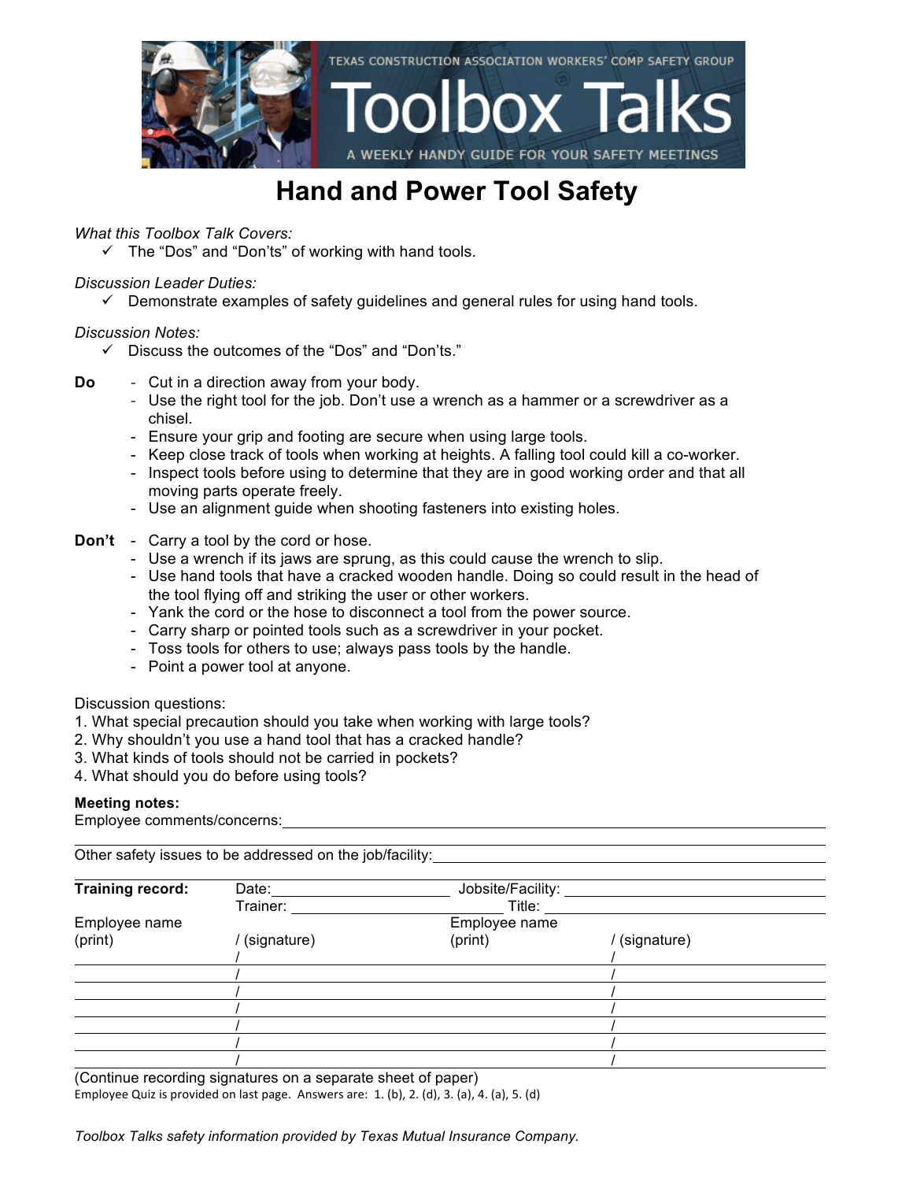TEXAS CONSTRUCTION ASSOCIATION WORKERS' COMP SAFETY GROUP

Toolbox Talks

A WEEKLY HANDY GUIDE FOR YOUR SAFETY MEETINGS

# Hand and Power Tool Safety

*What this Toolbox Talk Covers:*

- ✓ The “Dos” and “Don’ts” of working with hand tools.

*Discussion Leader Duties:*

- ✓ Demonstrate examples of safety guidelines and general rules for using hand tools.

*Discussion Notes:*

- ✓ Discuss the outcomes of the “Dos” and “Don’ts.”

**Do**

- Cut in a direction away from your body.
- Use the right tool for the job. Don’t use a wrench as a hammer or a screwdriver as a chisel.
- Ensure your grip and footing are secure when using large tools.
- Keep close track of tools when working at heights. A falling tool could kill a co-worker.
- Inspect tools before using to determine that they are in good working order and that all moving parts operate freely.
- Use an alignment guide when shooting fasteners into existing holes.

**Don’t**

- Carry a tool by the cord or hose.
- Use a wrench if its jaws are sprung, as this could cause the wrench to slip.
- Use hand tools that have a cracked wooden handle. Doing so could result in the head of the tool flying off and striking the user or other workers.
- Yank the cord or the hose to disconnect a tool from the power source.
- Carry sharp or pointed tools such as a screwdriver in your pocket.
- Toss tools for others to use; always pass tools by the handle.
- Point a power tool at anyone.

Discussion questions:

1. What special precaution should you take when working with large tools?
2. Why shouldn’t you use a hand tool that has a cracked handle?
3. What kinds of tools should not be carried in pockets?
4. What should you do before using tools?

**Meeting notes:**

Employee comments/concerns: ______________________________

Other safety issues to be addressed on the job/facility: ______________________________

**Training record:** Date: ____________ Jobsite/Facility: ____________

Trainer: ____________ Title: ____________

| Employee name (print) | / (signature) | Employee name (print) | / (signature) |
|---|---|---|---|
| | / | | / |
| | / | | / |
| | / | | / |
| | / | | / |
| | / | | / |
| | / | | / |
| | / | | / |

(Continue recording signatures on a separate sheet of paper)

Employee Quiz is provided on last page. Answers are: 1. (b), 2. (d), 3. (a), 4. (a), 5. (d)

*Toolbox Talks safety information provided by Texas Mutual Insurance Company.*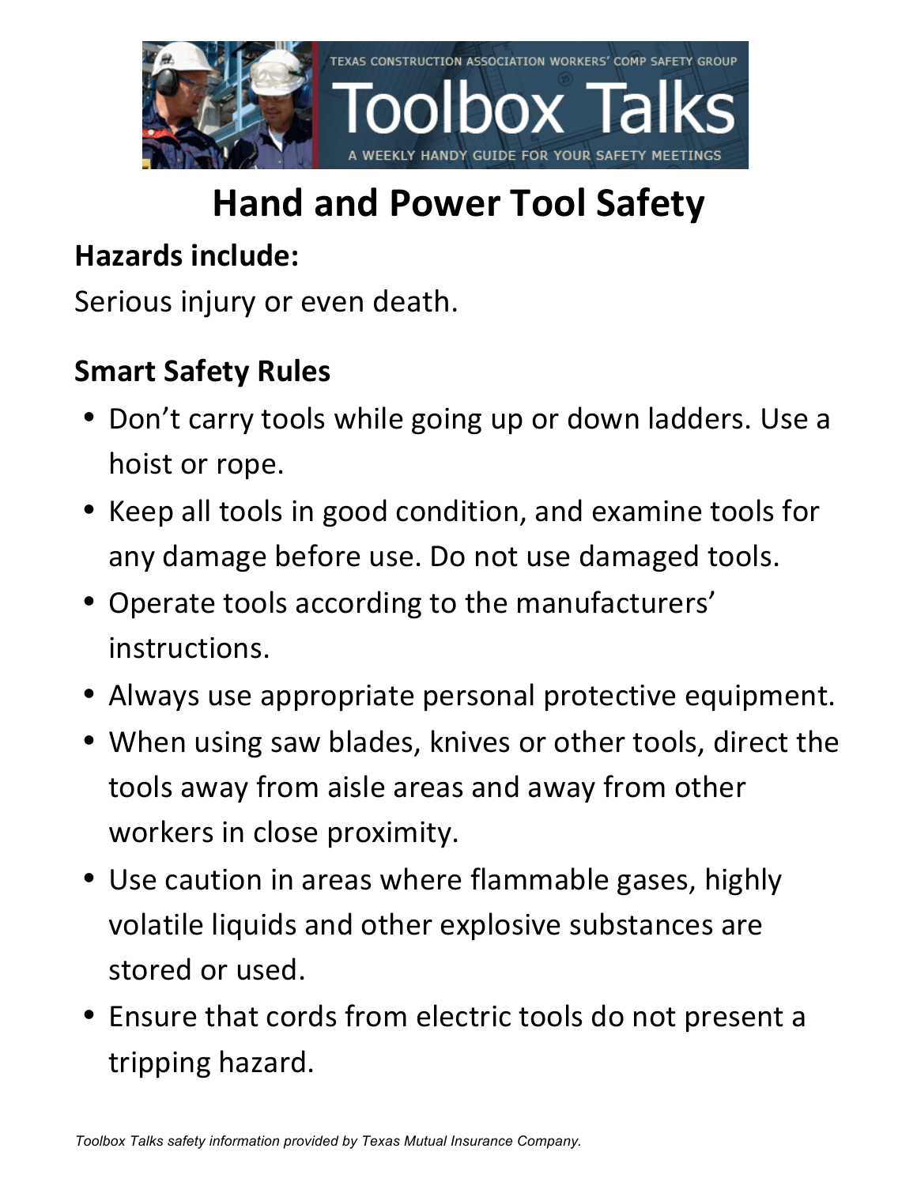# Hand and Power Tool Safety

## Hazards include:

Serious injury or even death.

## Smart Safety Rules

- Don't carry tools while going up or down ladders. Use a hoist or rope.
- Keep all tools in good condition, and examine tools for any damage before use. Do not use damaged tools.
- Operate tools according to the manufacturers' instructions.
- Always use appropriate personal protective equipment.
- When using saw blades, knives or other tools, direct the tools away from aisle areas and away from other workers in close proximity.
- Use caution in areas where flammable gases, highly volatile liquids and other explosive substances are stored or used.
- Ensure that cords from electric tools do not present a tripping hazard.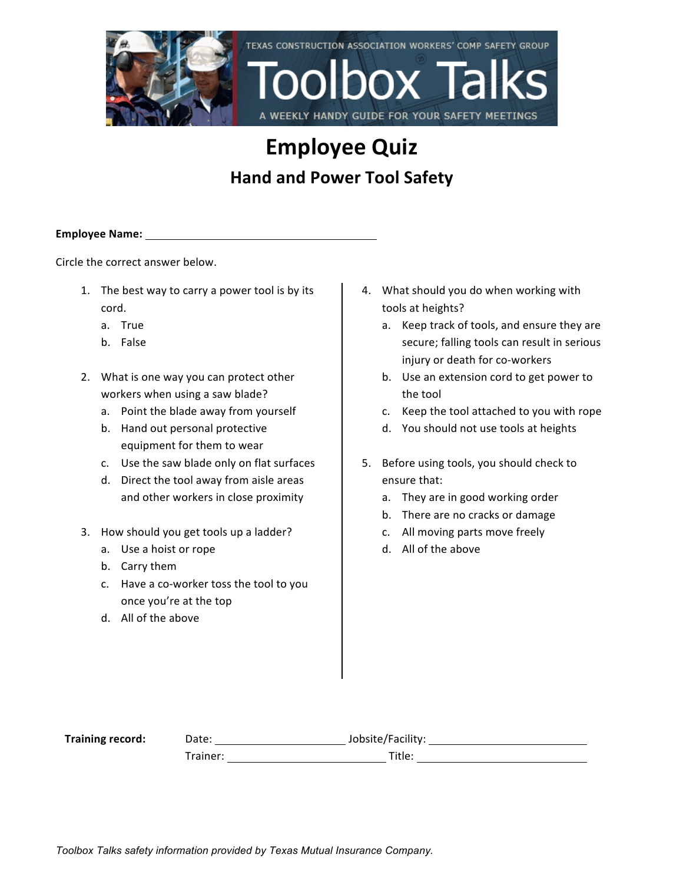TEXAS CONSTRUCTION ASSOCIATION WORKERS' COMP SAFETY GROUP

Toolbox Talks

A WEEKLY HANDY GUIDE FOR YOUR SAFETY MEETINGS

# Employee Quiz

## Hand and Power Tool Safety

**Employee Name:** ______________________________

Circle the correct answer below.

1. The best way to carry a power tool is by its cord.
   a. True
   b. False

2. What is one way you can protect other workers when using a saw blade?
   a. Point the blade away from yourself
   b. Hand out personal protective equipment for them to wear
   c. Use the saw blade only on flat surfaces
   d. Direct the tool away from aisle areas and other workers in close proximity

3. How should you get tools up a ladder?
   a. Use a hoist or rope
   b. Carry them
   c. Have a co-worker toss the tool to you once you're at the top
   d. All of the above

4. What should you do when working with tools at heights?
   a. Keep track of tools, and ensure they are secure; falling tools can result in serious injury or death for co-workers
   b. Use an extension cord to get power to the tool
   c. Keep the tool attached to you with rope
   d. You should not use tools at heights

5. Before using tools, you should check to ensure that:
   a. They are in good working order
   b. There are no cracks or damage
   c. All moving parts move freely
   d. All of the above

**Training record:** Date: ____________________ Jobsite/Facility: ____________________

Trainer: ____________________ Title: ____________________

*Toolbox Talks safety information provided by Texas Mutual Insurance Company.*